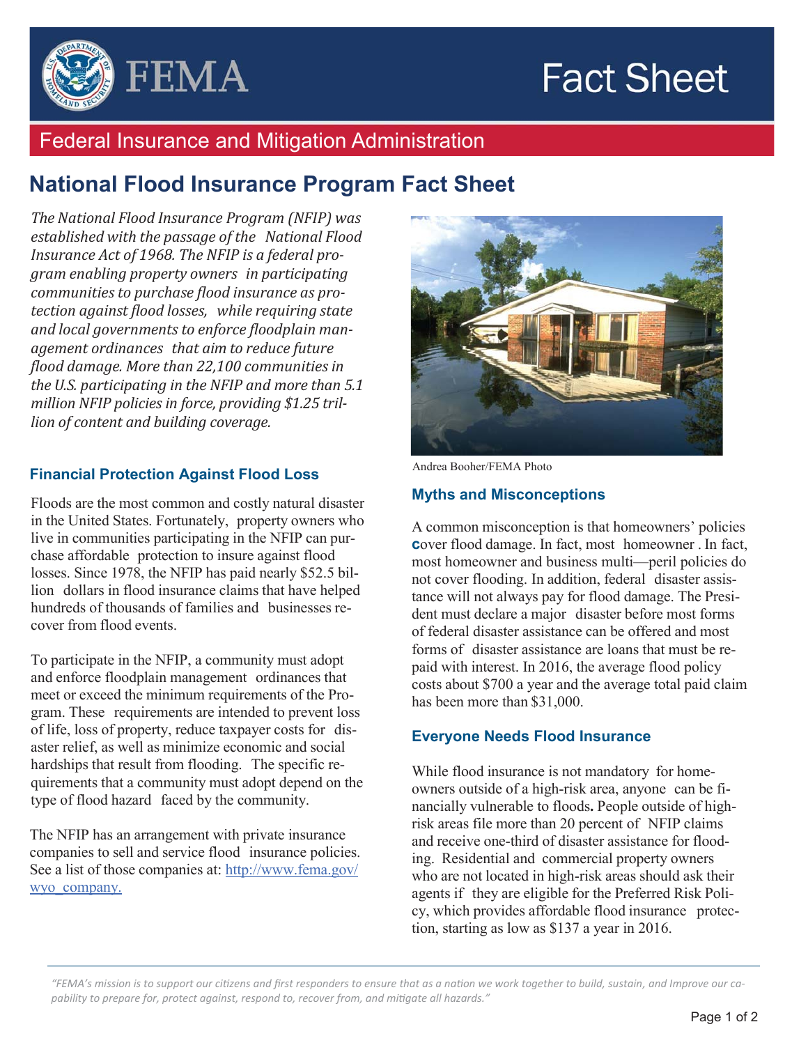FEMA

Fact Sheet

Federal Insurance and Mitigation Administration

# National Flood Insurance Program Fact Sheet

*The National Flood Insurance Program (NFIP) was established with the passage of the National Flood Insurance Act of 1968. The NFIP is a federal program enabling property owners in participating communities to purchase flood insurance as protection against flood losses, while requiring state and local governments to enforce floodplain management ordinances that aim to reduce future flood damage. More than 22,100 communities in the U.S. participating in the NFIP and more than 5.1 million NFIP policies in force, providing $1.25 trillion of content and building coverage.*

## Financial Protection Against Flood Loss

Floods are the most common and costly natural disaster in the United States. Fortunately, property owners who live in communities participating in the NFIP can purchase affordable protection to insure against flood losses. Since 1978, the NFIP has paid nearly $52.5 billion dollars in flood insurance claims that have helped hundreds of thousands of families and businesses recover from flood events.

To participate in the NFIP, a community must adopt and enforce floodplain management ordinances that meet or exceed the minimum requirements of the Program. These requirements are intended to prevent loss of life, loss of property, reduce taxpayer costs for disaster relief, as well as minimize economic and social hardships that result from flooding. The specific requirements that a community must adopt depend on the type of flood hazard faced by the community.

The NFIP has an arrangement with private insurance companies to sell and service flood insurance policies. See a list of those companies at: http://www.fema.gov/wyo_company.

Andrea Booher/FEMA Photo

## Myths and Misconceptions

A common misconception is that homeowners' policies cover flood damage. In fact, most homeowner . In fact, most homeowner and business multi—peril policies do not cover flooding. In addition, federal disaster assistance will not always pay for flood damage. The President must declare a major disaster before most forms of federal disaster assistance can be offered and most forms of disaster assistance are loans that must be repaid with interest. In 2016, the average flood policy costs about $700 a year and the average total paid claim has been more than $31,000.

## Everyone Needs Flood Insurance

While flood insurance is not mandatory for homeowners outside of a high-risk area, anyone can be financially vulnerable to floods**.** People outside of high-risk areas file more than 20 percent of NFIP claims and receive one-third of disaster assistance for flooding. Residential and commercial property owners who are not located in high-risk areas should ask their agents if they are eligible for the Preferred Risk Policy, which provides affordable flood insurance protection, starting as low as $137 a year in 2016.

*"FEMA's mission is to support our citizens and first responders to ensure that as a nation we work together to build, sustain, and Improve our capability to prepare for, protect against, respond to, recover from, and mitigate all hazards."*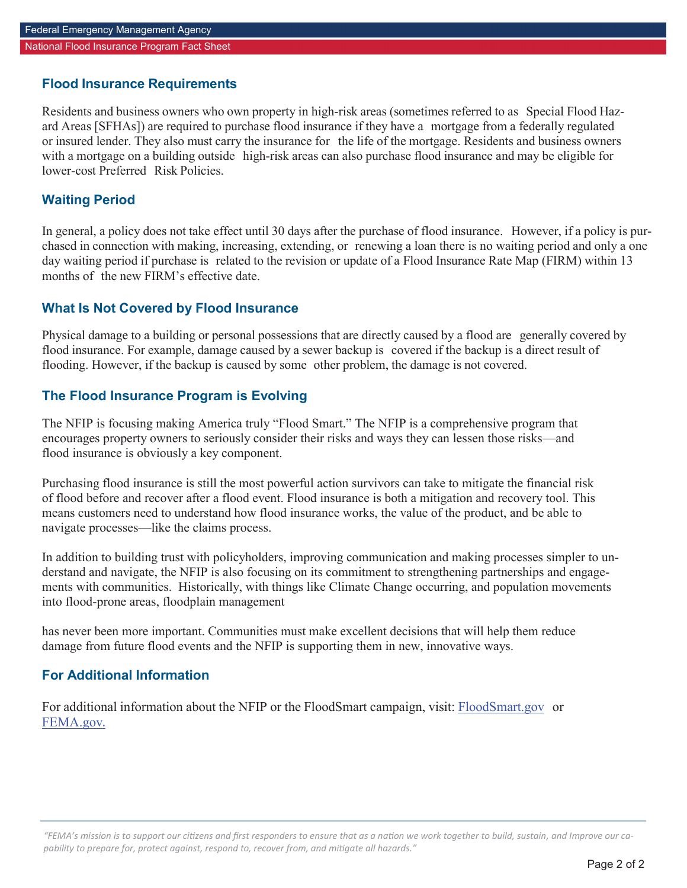## Flood Insurance Requirements

Residents and business owners who own property in high-risk areas (sometimes referred to as Special Flood Hazard Areas [SFHAs]) are required to purchase flood insurance if they have a mortgage from a federally regulated or insured lender. They also must carry the insurance for the life of the mortgage. Residents and business owners with a mortgage on a building outside high-risk areas can also purchase flood insurance and may be eligible for lower-cost Preferred Risk Policies.

## Waiting Period

In general, a policy does not take effect until 30 days after the purchase of flood insurance. However, if a policy is purchased in connection with making, increasing, extending, or renewing a loan there is no waiting period and only a one day waiting period if purchase is related to the revision or update of a Flood Insurance Rate Map (FIRM) within 13 months of the new FIRM's effective date.

## What Is Not Covered by Flood Insurance

Physical damage to a building or personal possessions that are directly caused by a flood are generally covered by flood insurance. For example, damage caused by a sewer backup is covered if the backup is a direct result of flooding. However, if the backup is caused by some other problem, the damage is not covered.

## The Flood Insurance Program is Evolving

The NFIP is focusing making America truly "Flood Smart." The NFIP is a comprehensive program that encourages property owners to seriously consider their risks and ways they can lessen those risks—and flood insurance is obviously a key component.

Purchasing flood insurance is still the most powerful action survivors can take to mitigate the financial risk of flood before and recover after a flood event. Flood insurance is both a mitigation and recovery tool. This means customers need to understand how flood insurance works, the value of the product, and be able to navigate processes—like the claims process.

In addition to building trust with policyholders, improving communication and making processes simpler to understand and navigate, the NFIP is also focusing on its commitment to strengthening partnerships and engagements with communities. Historically, with things like Climate Change occurring, and population movements into flood-prone areas, floodplain management

has never been more important. Communities must make excellent decisions that will help them reduce damage from future flood events and the NFIP is supporting them in new, innovative ways.

## For Additional Information

For additional information about the NFIP or the FloodSmart campaign, visit: FloodSmart.gov or FEMA.gov.

*"FEMA's mission is to support our citizens and first responders to ensure that as a nation we work together to build, sustain, and Improve our capability to prepare for, protect against, respond to, recover from, and mitigate all hazards."*